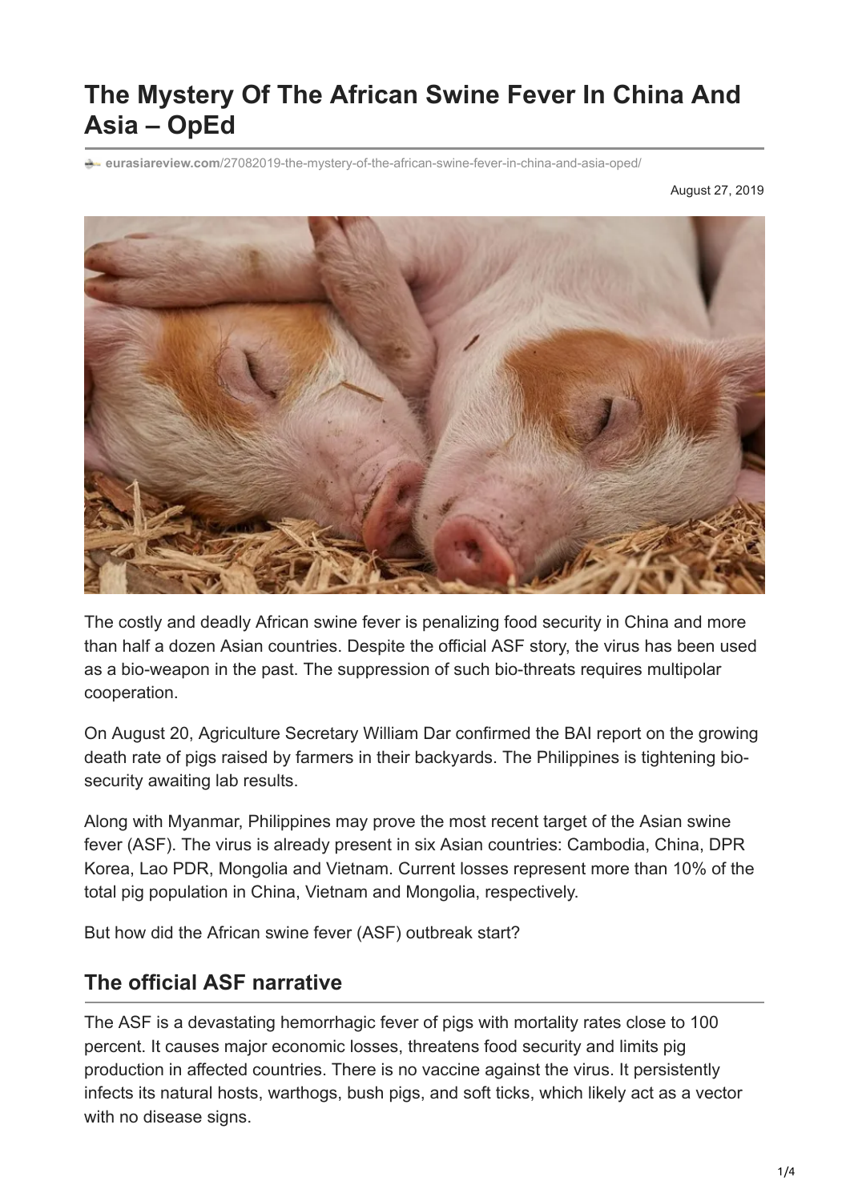# The Mystery Of The African Swine Fever In China And Asia – OpEd

eurasiareview.com/27082019-the-mystery-of-the-african-swine-fever-in-china-and-asia-oped/

August 27, 2019

The costly and deadly African swine fever is penalizing food security in China and more than half a dozen Asian countries. Despite the official ASF story, the virus has been used as a bio-weapon in the past. The suppression of such bio-threats requires multipolar cooperation.

On August 20, Agriculture Secretary William Dar confirmed the BAI report on the growing death rate of pigs raised by farmers in their backyards. The Philippines is tightening bio-security awaiting lab results.

Along with Myanmar, Philippines may prove the most recent target of the Asian swine fever (ASF). The virus is already present in six Asian countries: Cambodia, China, DPR Korea, Lao PDR, Mongolia and Vietnam. Current losses represent more than 10% of the total pig population in China, Vietnam and Mongolia, respectively.

But how did the African swine fever (ASF) outbreak start?

## The official ASF narrative

The ASF is a devastating hemorrhagic fever of pigs with mortality rates close to 100 percent. It causes major economic losses, threatens food security and limits pig production in affected countries. There is no vaccine against the virus. It persistently infects its natural hosts, warthogs, bush pigs, and soft ticks, which likely act as a vector with no disease signs.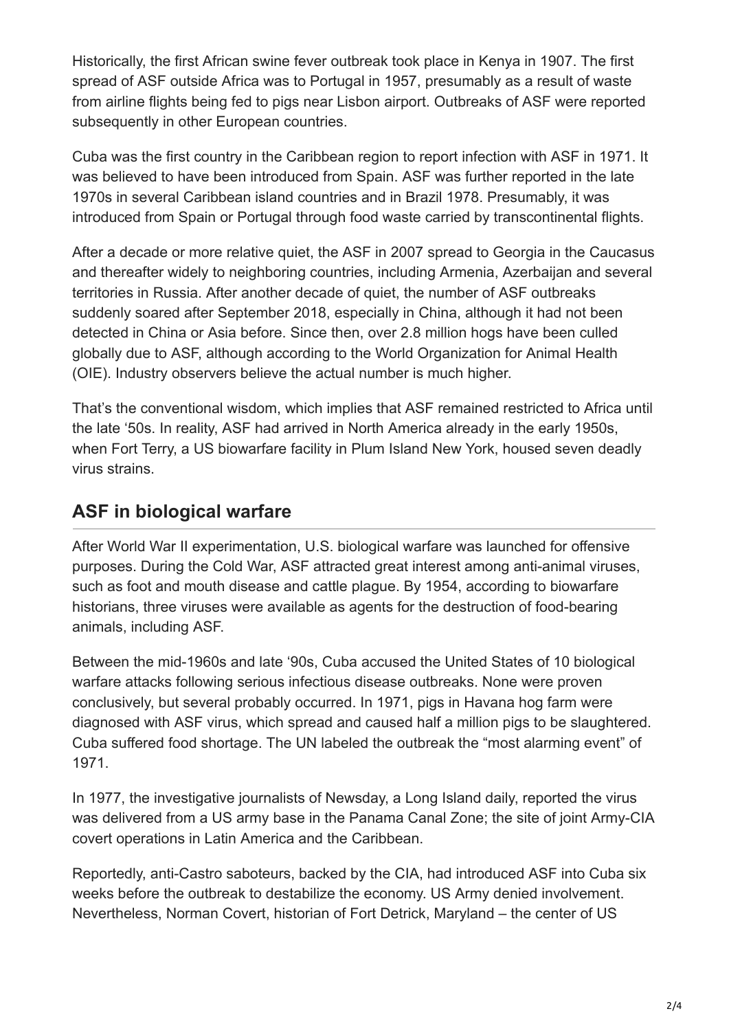Historically, the first African swine fever outbreak took place in Kenya in 1907. The first spread of ASF outside Africa was to Portugal in 1957, presumably as a result of waste from airline flights being fed to pigs near Lisbon airport. Outbreaks of ASF were reported subsequently in other European countries.

Cuba was the first country in the Caribbean region to report infection with ASF in 1971. It was believed to have been introduced from Spain. ASF was further reported in the late 1970s in several Caribbean island countries and in Brazil 1978. Presumably, it was introduced from Spain or Portugal through food waste carried by transcontinental flights.

After a decade or more relative quiet, the ASF in 2007 spread to Georgia in the Caucasus and thereafter widely to neighboring countries, including Armenia, Azerbaijan and several territories in Russia. After another decade of quiet, the number of ASF outbreaks suddenly soared after September 2018, especially in China, although it had not been detected in China or Asia before. Since then, over 2.8 million hogs have been culled globally due to ASF, although according to the World Organization for Animal Health (OIE). Industry observers believe the actual number is much higher.

That's the conventional wisdom, which implies that ASF remained restricted to Africa until the late '50s. In reality, ASF had arrived in North America already in the early 1950s, when Fort Terry, a US biowarfare facility in Plum Island New York, housed seven deadly virus strains.

## ASF in biological warfare

After World War II experimentation, U.S. biological warfare was launched for offensive purposes. During the Cold War, ASF attracted great interest among anti-animal viruses, such as foot and mouth disease and cattle plague. By 1954, according to biowarfare historians, three viruses were available as agents for the destruction of food-bearing animals, including ASF.

Between the mid-1960s and late '90s, Cuba accused the United States of 10 biological warfare attacks following serious infectious disease outbreaks. None were proven conclusively, but several probably occurred. In 1971, pigs in Havana hog farm were diagnosed with ASF virus, which spread and caused half a million pigs to be slaughtered. Cuba suffered food shortage. The UN labeled the outbreak the "most alarming event" of 1971.

In 1977, the investigative journalists of Newsday, a Long Island daily, reported the virus was delivered from a US army base in the Panama Canal Zone; the site of joint Army-CIA covert operations in Latin America and the Caribbean.

Reportedly, anti-Castro saboteurs, backed by the CIA, had introduced ASF into Cuba six weeks before the outbreak to destabilize the economy. US Army denied involvement. Nevertheless, Norman Covert, historian of Fort Detrick, Maryland – the center of US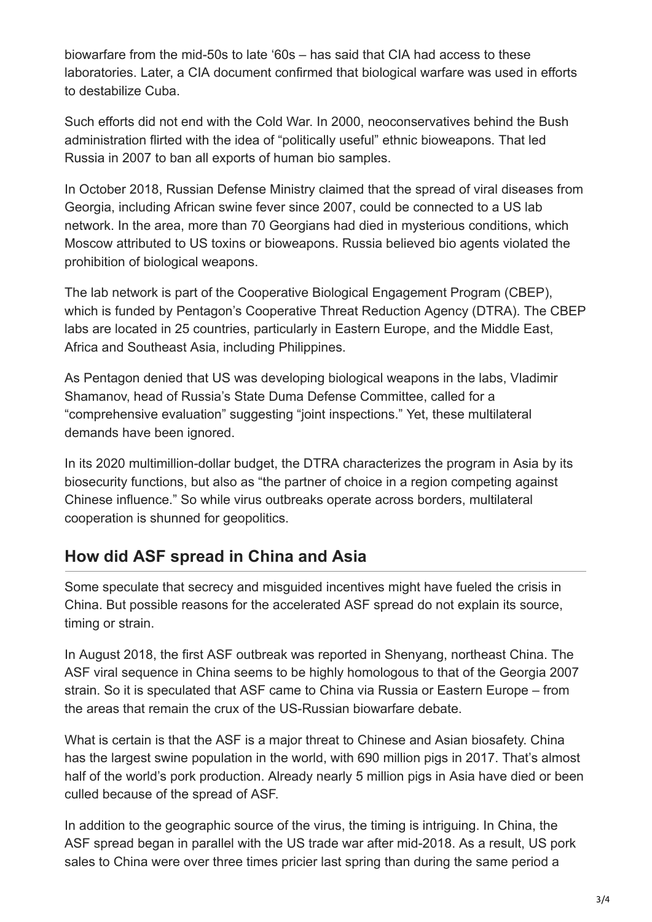biowarfare from the mid-50s to late '60s – has said that CIA had access to these laboratories. Later, a CIA document confirmed that biological warfare was used in efforts to destabilize Cuba.

Such efforts did not end with the Cold War. In 2000, neoconservatives behind the Bush administration flirted with the idea of "politically useful" ethnic bioweapons. That led Russia in 2007 to ban all exports of human bio samples.

In October 2018, Russian Defense Ministry claimed that the spread of viral diseases from Georgia, including African swine fever since 2007, could be connected to a US lab network. In the area, more than 70 Georgians had died in mysterious conditions, which Moscow attributed to US toxins or bioweapons. Russia believed bio agents violated the prohibition of biological weapons.

The lab network is part of the Cooperative Biological Engagement Program (CBEP), which is funded by Pentagon's Cooperative Threat Reduction Agency (DTRA). The CBEP labs are located in 25 countries, particularly in Eastern Europe, and the Middle East, Africa and Southeast Asia, including Philippines.

As Pentagon denied that US was developing biological weapons in the labs, Vladimir Shamanov, head of Russia's State Duma Defense Committee, called for a "comprehensive evaluation" suggesting "joint inspections." Yet, these multilateral demands have been ignored.

In its 2020 multimillion-dollar budget, the DTRA characterizes the program in Asia by its biosecurity functions, but also as "the partner of choice in a region competing against Chinese influence." So while virus outbreaks operate across borders, multilateral cooperation is shunned for geopolitics.

## How did ASF spread in China and Asia

Some speculate that secrecy and misguided incentives might have fueled the crisis in China. But possible reasons for the accelerated ASF spread do not explain its source, timing or strain.

In August 2018, the first ASF outbreak was reported in Shenyang, northeast China. The ASF viral sequence in China seems to be highly homologous to that of the Georgia 2007 strain. So it is speculated that ASF came to China via Russia or Eastern Europe – from the areas that remain the crux of the US-Russian biowarfare debate.

What is certain is that the ASF is a major threat to Chinese and Asian biosafety. China has the largest swine population in the world, with 690 million pigs in 2017. That's almost half of the world's pork production. Already nearly 5 million pigs in Asia have died or been culled because of the spread of ASF.

In addition to the geographic source of the virus, the timing is intriguing. In China, the ASF spread began in parallel with the US trade war after mid-2018. As a result, US pork sales to China were over three times pricier last spring than during the same period a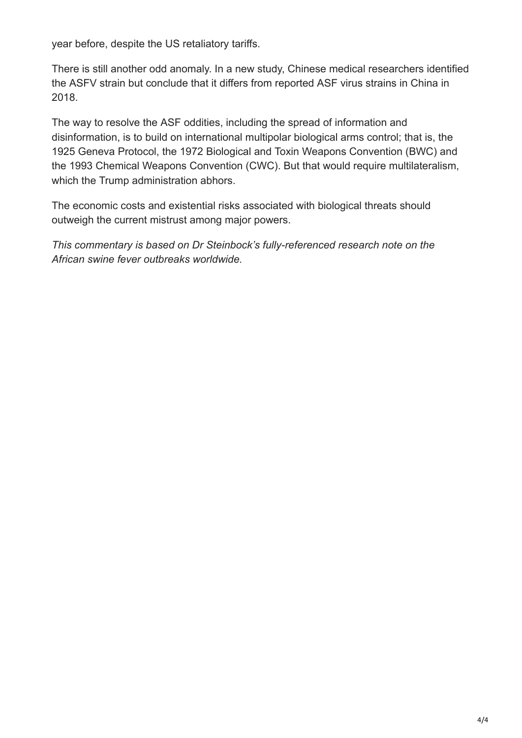year before, despite the US retaliatory tariffs.

There is still another odd anomaly. In a new study, Chinese medical researchers identified the ASFV strain but conclude that it differs from reported ASF virus strains in China in 2018.

The way to resolve the ASF oddities, including the spread of information and disinformation, is to build on international multipolar biological arms control; that is, the 1925 Geneva Protocol, the 1972 Biological and Toxin Weapons Convention (BWC) and the 1993 Chemical Weapons Convention (CWC). But that would require multilateralism, which the Trump administration abhors.

The economic costs and existential risks associated with biological threats should outweigh the current mistrust among major powers.

*This commentary is based on Dr Steinbock's fully-referenced research note on the African swine fever outbreaks worldwide.*